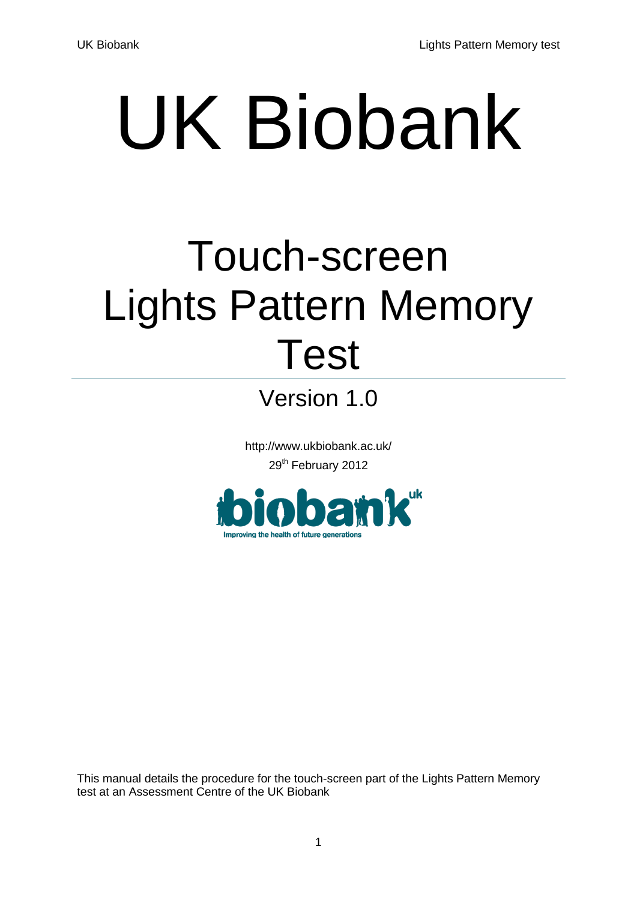# UK Biobank

## Touch-screen Lights Pattern Memory Test

### Version 1.0

http://www.ukbiobank.ac.uk/

29th February 2012

This manual details the procedure for the touch-screen part of the Lights Pattern Memory test at an Assessment Centre of the UK Biobank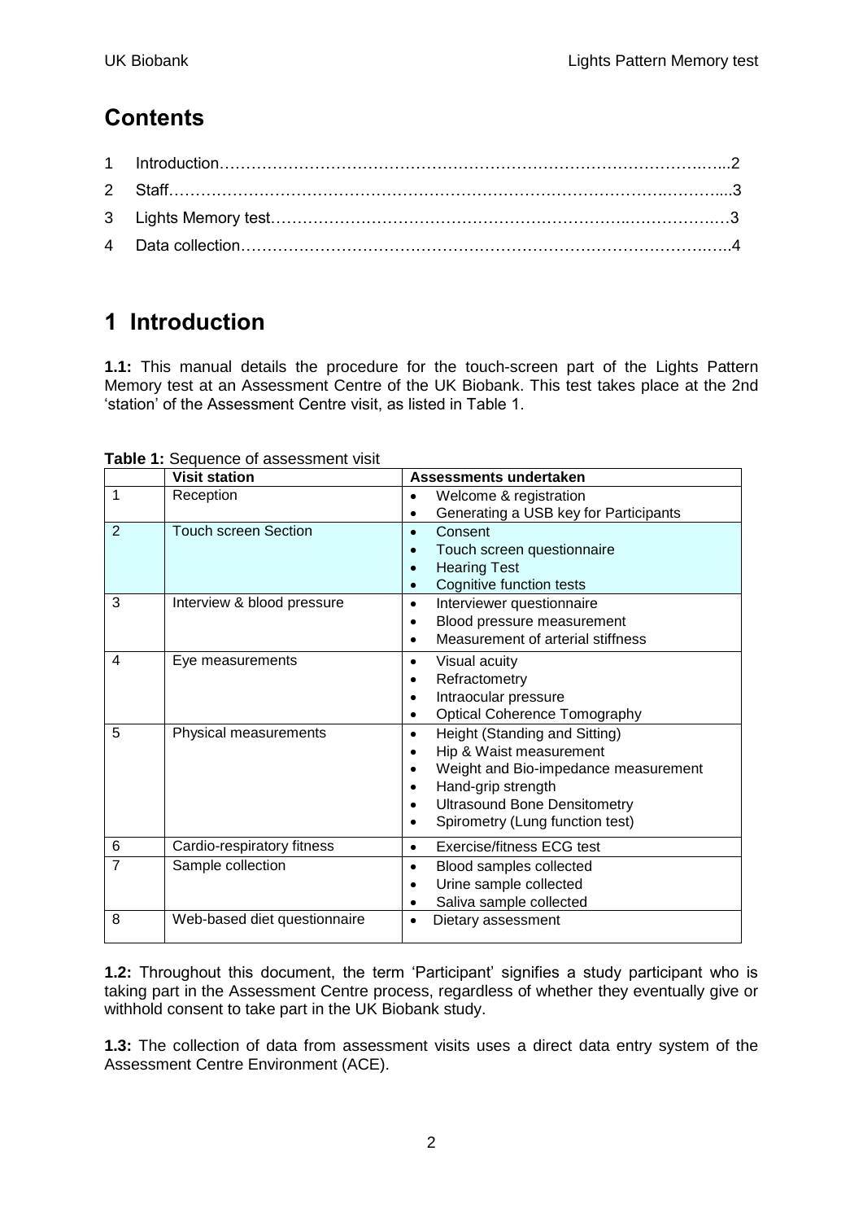## Contents

1 Introduction……………………………………………………………………………….…...2

2 Staff…………………………………………………………………………………….………....3

3 Lights Memory test……………………………………….…….…………….………….….…3

4 Data collection……………………………………………………………………….…….…..4

# 1 Introduction

**1.1:** This manual details the procedure for the touch-screen part of the Lights Pattern Memory test at an Assessment Centre of the UK Biobank. This test takes place at the 2nd 'station' of the Assessment Centre visit, as listed in Table 1.

**Table 1:** Sequence of assessment visit

| | Visit station | Assessments undertaken |
|---|---|---|
| 1 | Reception | • Welcome & registration<br>• Generating a USB key for Participants |
| 2 | Touch screen Section | • Consent<br>• Touch screen questionnaire<br>• Hearing Test<br>• Cognitive function tests |
| 3 | Interview & blood pressure | • Interviewer questionnaire<br>• Blood pressure measurement<br>• Measurement of arterial stiffness |
| 4 | Eye measurements | • Visual acuity<br>• Refractometry<br>• Intraocular pressure<br>• Optical Coherence Tomography |
| 5 | Physical measurements | • Height (Standing and Sitting)<br>• Hip & Waist measurement<br>• Weight and Bio-impedance measurement<br>• Hand-grip strength<br>• Ultrasound Bone Densitometry<br>• Spirometry (Lung function test) |
| 6 | Cardio-respiratory fitness | • Exercise/fitness ECG test |
| 7 | Sample collection | • Blood samples collected<br>• Urine sample collected<br>• Saliva sample collected |
| 8 | Web-based diet questionnaire | • Dietary assessment |

**1.2:** Throughout this document, the term 'Participant' signifies a study participant who is taking part in the Assessment Centre process, regardless of whether they eventually give or withhold consent to take part in the UK Biobank study.

**1.3:** The collection of data from assessment visits uses a direct data entry system of the Assessment Centre Environment (ACE).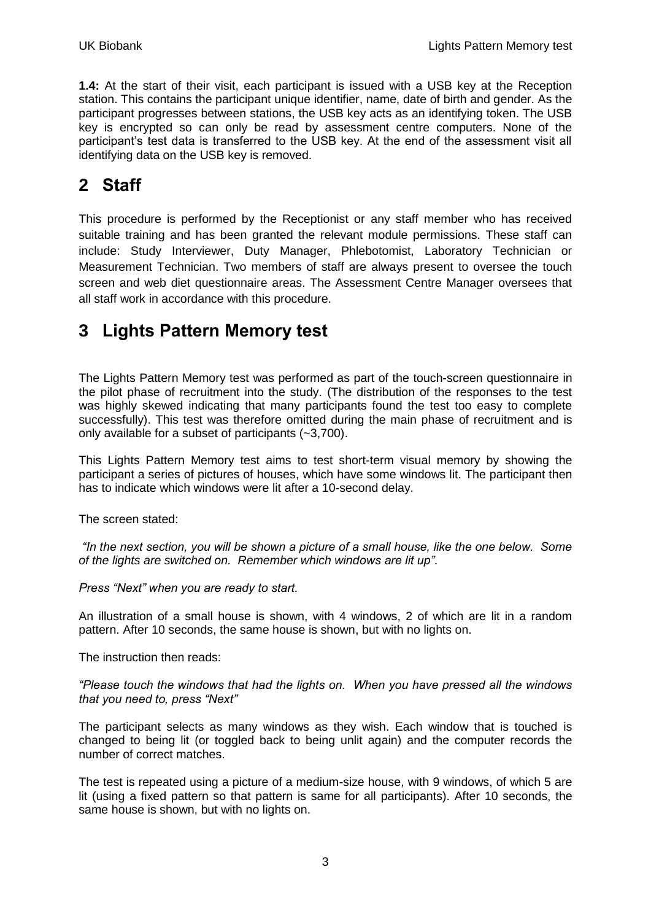**1.4:** At the start of their visit, each participant is issued with a USB key at the Reception station. This contains the participant unique identifier, name, date of birth and gender. As the participant progresses between stations, the USB key acts as an identifying token. The USB key is encrypted so can only be read by assessment centre computers. None of the participant's test data is transferred to the USB key. At the end of the assessment visit all identifying data on the USB key is removed.

# 2 Staff

This procedure is performed by the Receptionist or any staff member who has received suitable training and has been granted the relevant module permissions. These staff can include: Study Interviewer, Duty Manager, Phlebotomist, Laboratory Technician or Measurement Technician. Two members of staff are always present to oversee the touch screen and web diet questionnaire areas. The Assessment Centre Manager oversees that all staff work in accordance with this procedure.

# 3 Lights Pattern Memory test

The Lights Pattern Memory test was performed as part of the touch-screen questionnaire in the pilot phase of recruitment into the study. (The distribution of the responses to the test was highly skewed indicating that many participants found the test too easy to complete successfully). This test was therefore omitted during the main phase of recruitment and is only available for a subset of participants (~3,700).

This Lights Pattern Memory test aims to test short-term visual memory by showing the participant a series of pictures of houses, which have some windows lit. The participant then has to indicate which windows were lit after a 10-second delay.

The screen stated:

*"In the next section, you will be shown a picture of a small house, like the one below. Some of the lights are switched on. Remember which windows are lit up".*

*Press "Next" when you are ready to start.*

An illustration of a small house is shown, with 4 windows, 2 of which are lit in a random pattern. After 10 seconds, the same house is shown, but with no lights on.

The instruction then reads:

*"Please touch the windows that had the lights on. When you have pressed all the windows that you need to, press "Next"*

The participant selects as many windows as they wish. Each window that is touched is changed to being lit (or toggled back to being unlit again) and the computer records the number of correct matches.

The test is repeated using a picture of a medium-size house, with 9 windows, of which 5 are lit (using a fixed pattern so that pattern is same for all participants). After 10 seconds, the same house is shown, but with no lights on.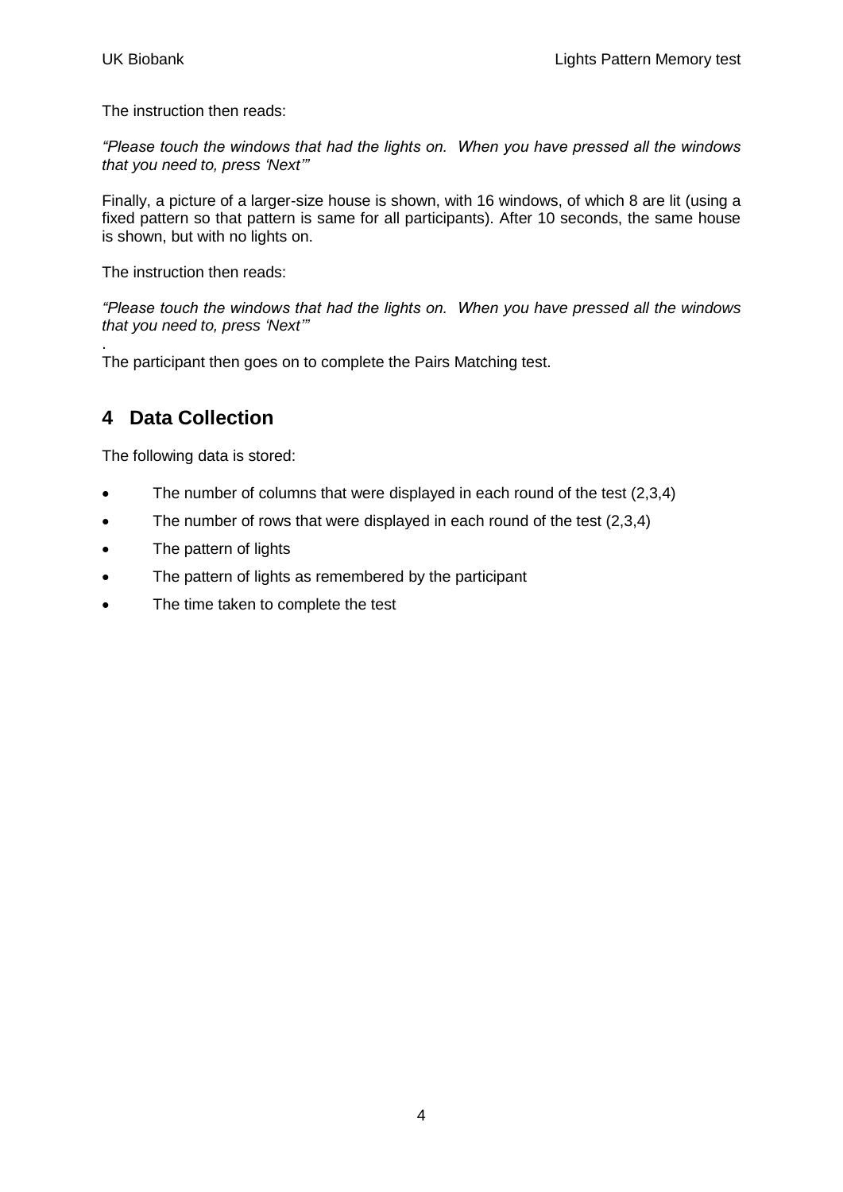The instruction then reads:

*"Please touch the windows that had the lights on. When you have pressed all the windows that you need to, press 'Next'"*

Finally, a picture of a larger-size house is shown, with 16 windows, of which 8 are lit (using a fixed pattern so that pattern is same for all participants). After 10 seconds, the same house is shown, but with no lights on.

The instruction then reads:

*"Please touch the windows that had the lights on. When you have pressed all the windows that you need to, press 'Next'"*

.
The participant then goes on to complete the Pairs Matching test.

## 4 Data Collection

The following data is stored:

- The number of columns that were displayed in each round of the test (2,3,4)
- The number of rows that were displayed in each round of the test (2,3,4)
- The pattern of lights
- The pattern of lights as remembered by the participant
- The time taken to complete the test